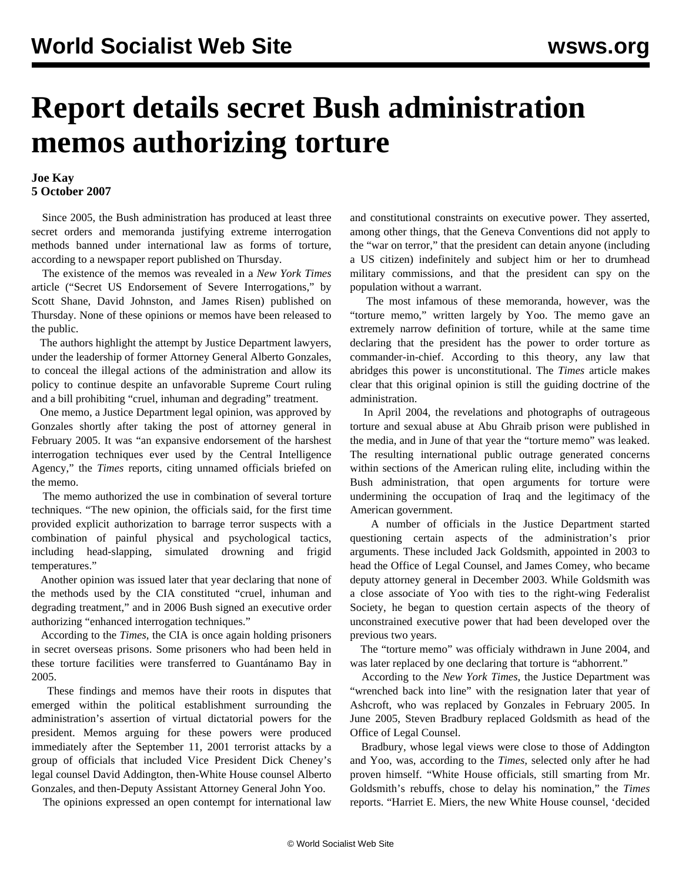# Report details secret Bush administration memos authorizing torture

**Joe Kay**
**5 October 2007**

Since 2005, the Bush administration has produced at least three secret orders and memoranda justifying extreme interrogation methods banned under international law as forms of torture, according to a newspaper report published on Thursday.

The existence of the memos was revealed in a *New York Times* article ("Secret US Endorsement of Severe Interrogations," by Scott Shane, David Johnston, and James Risen) published on Thursday. None of these opinions or memos have been released to the public.

The authors highlight the attempt by Justice Department lawyers, under the leadership of former Attorney General Alberto Gonzales, to conceal the illegal actions of the administration and allow its policy to continue despite an unfavorable Supreme Court ruling and a bill prohibiting "cruel, inhuman and degrading" treatment.

One memo, a Justice Department legal opinion, was approved by Gonzales shortly after taking the post of attorney general in February 2005. It was "an expansive endorsement of the harshest interrogation techniques ever used by the Central Intelligence Agency," the *Times* reports, citing unnamed officials briefed on the memo.

The memo authorized the use in combination of several torture techniques. "The new opinion, the officials said, for the first time provided explicit authorization to barrage terror suspects with a combination of painful physical and psychological tactics, including head-slapping, simulated drowning and frigid temperatures."

Another opinion was issued later that year declaring that none of the methods used by the CIA constituted "cruel, inhuman and degrading treatment," and in 2006 Bush signed an executive order authorizing "enhanced interrogation techniques."

According to the *Times*, the CIA is once again holding prisoners in secret overseas prisons. Some prisoners who had been held in these torture facilities were transferred to Guantánamo Bay in 2005.

These findings and memos have their roots in disputes that emerged within the political establishment surrounding the administration's assertion of virtual dictatorial powers for the president. Memos arguing for these powers were produced immediately after the September 11, 2001 terrorist attacks by a group of officials that included Vice President Dick Cheney's legal counsel David Addington, then-White House counsel Alberto Gonzales, and then-Deputy Assistant Attorney General John Yoo.

The opinions expressed an open contempt for international law and constitutional constraints on executive power. They asserted, among other things, that the Geneva Conventions did not apply to the "war on terror," that the president can detain anyone (including a US citizen) indefinitely and subject him or her to drumhead military commissions, and that the president can spy on the population without a warrant.

The most infamous of these memoranda, however, was the "torture memo," written largely by Yoo. The memo gave an extremely narrow definition of torture, while at the same time declaring that the president has the power to order torture as commander-in-chief. According to this theory, any law that abridges this power is unconstitutional. The *Times* article makes clear that this original opinion is still the guiding doctrine of the administration.

In April 2004, the revelations and photographs of outrageous torture and sexual abuse at Abu Ghraib prison were published in the media, and in June of that year the "torture memo" was leaked. The resulting international public outrage generated concerns within sections of the American ruling elite, including within the Bush administration, that open arguments for torture were undermining the occupation of Iraq and the legitimacy of the American government.

A number of officials in the Justice Department started questioning certain aspects of the administration's prior arguments. These included Jack Goldsmith, appointed in 2003 to head the Office of Legal Counsel, and James Comey, who became deputy attorney general in December 2003. While Goldsmith was a close associate of Yoo with ties to the right-wing Federalist Society, he began to question certain aspects of the theory of unconstrained executive power that had been developed over the previous two years.

The "torture memo" was officialy withdrawn in June 2004, and was later replaced by one declaring that torture is "abhorrent."

According to the *New York Times*, the Justice Department was "wrenched back into line" with the resignation later that year of Ashcroft, who was replaced by Gonzales in February 2005. In June 2005, Steven Bradbury replaced Goldsmith as head of the Office of Legal Counsel.

Bradbury, whose legal views were close to those of Addington and Yoo, was, according to the *Times*, selected only after he had proven himself. "White House officials, still smarting from Mr. Goldsmith's rebuffs, chose to delay his nomination," the *Times* reports. "Harriet E. Miers, the new White House counsel, 'decided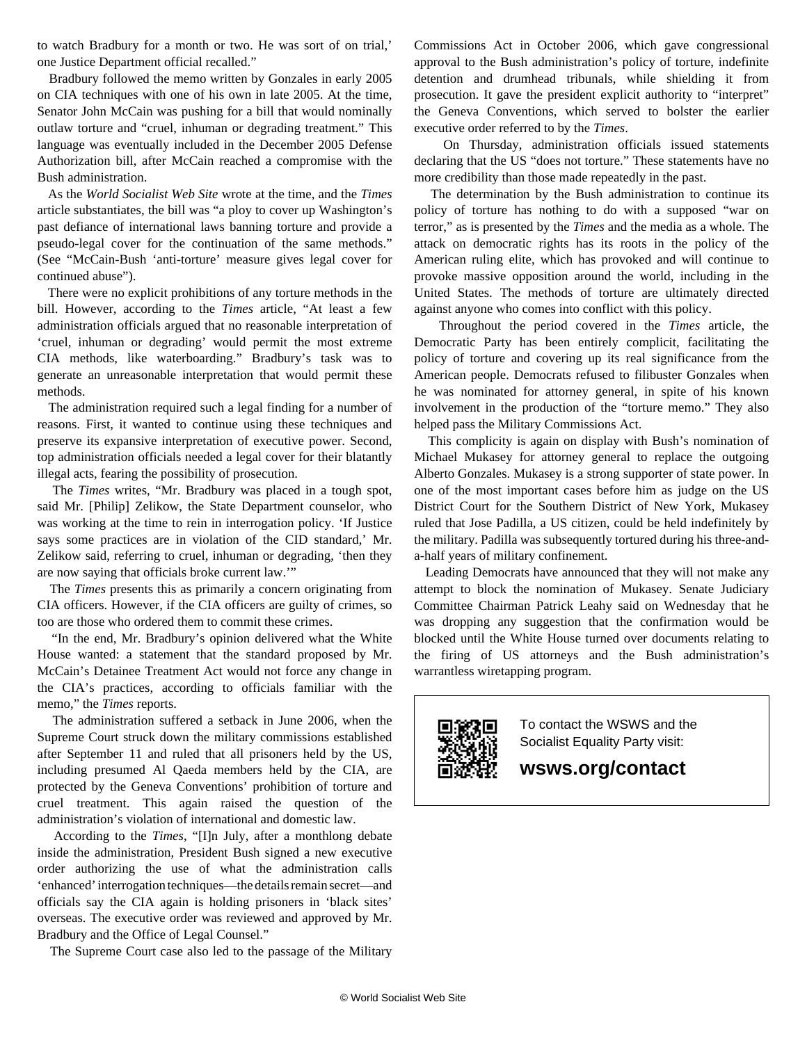to watch Bradbury for a month or two. He was sort of on trial,' one Justice Department official recalled."

Bradbury followed the memo written by Gonzales in early 2005 on CIA techniques with one of his own in late 2005. At the time, Senator John McCain was pushing for a bill that would nominally outlaw torture and "cruel, inhuman or degrading treatment." This language was eventually included in the December 2005 Defense Authorization bill, after McCain reached a compromise with the Bush administration.

As the *World Socialist Web Site* wrote at the time, and the *Times* article substantiates, the bill was "a ploy to cover up Washington's past defiance of international laws banning torture and provide a pseudo-legal cover for the continuation of the same methods." (See "McCain-Bush 'anti-torture' measure gives legal cover for continued abuse").

There were no explicit prohibitions of any torture methods in the bill. However, according to the *Times* article, "At least a few administration officials argued that no reasonable interpretation of 'cruel, inhuman or degrading' would permit the most extreme CIA methods, like waterboarding." Bradbury's task was to generate an unreasonable interpretation that would permit these methods.

The administration required such a legal finding for a number of reasons. First, it wanted to continue using these techniques and preserve its expansive interpretation of executive power. Second, top administration officials needed a legal cover for their blatantly illegal acts, fearing the possibility of prosecution.

The *Times* writes, "Mr. Bradbury was placed in a tough spot, said Mr. [Philip] Zelikow, the State Department counselor, who was working at the time to rein in interrogation policy. 'If Justice says some practices are in violation of the CID standard,' Mr. Zelikow said, referring to cruel, inhuman or degrading, 'then they are now saying that officials broke current law.'"

The *Times* presents this as primarily a concern originating from CIA officers. However, if the CIA officers are guilty of crimes, so too are those who ordered them to commit these crimes.

"In the end, Mr. Bradbury's opinion delivered what the White House wanted: a statement that the standard proposed by Mr. McCain's Detainee Treatment Act would not force any change in the CIA's practices, according to officials familiar with the memo," the *Times* reports.

The administration suffered a setback in June 2006, when the Supreme Court struck down the military commissions established after September 11 and ruled that all prisoners held by the US, including presumed Al Qaeda members held by the CIA, are protected by the Geneva Conventions' prohibition of torture and cruel treatment. This again raised the question of the administration's violation of international and domestic law.

According to the *Times*, "[I]n July, after a monthlong debate inside the administration, President Bush signed a new executive order authorizing the use of what the administration calls 'enhanced' interrogation techniques—the details remain secret—and officials say the CIA again is holding prisoners in 'black sites' overseas. The executive order was reviewed and approved by Mr. Bradbury and the Office of Legal Counsel."

The Supreme Court case also led to the passage of the Military Commissions Act in October 2006, which gave congressional approval to the Bush administration's policy of torture, indefinite detention and drumhead tribunals, while shielding it from prosecution. It gave the president explicit authority to "interpret" the Geneva Conventions, which served to bolster the earlier executive order referred to by the *Times*.

On Thursday, administration officials issued statements declaring that the US "does not torture." These statements have no more credibility than those made repeatedly in the past.

The determination by the Bush administration to continue its policy of torture has nothing to do with a supposed "war on terror," as is presented by the *Times* and the media as a whole. The attack on democratic rights has its roots in the policy of the American ruling elite, which has provoked and will continue to provoke massive opposition around the world, including in the United States. The methods of torture are ultimately directed against anyone who comes into conflict with this policy.

Throughout the period covered in the *Times* article, the Democratic Party has been entirely complicit, facilitating the policy of torture and covering up its real significance from the American people. Democrats refused to filibuster Gonzales when he was nominated for attorney general, in spite of his known involvement in the production of the "torture memo." They also helped pass the Military Commissions Act.

This complicity is again on display with Bush's nomination of Michael Mukasey for attorney general to replace the outgoing Alberto Gonzales. Mukasey is a strong supporter of state power. In one of the most important cases before him as judge on the US District Court for the Southern District of New York, Mukasey ruled that Jose Padilla, a US citizen, could be held indefinitely by the military. Padilla was subsequently tortured during his three-and-a-half years of military confinement.

Leading Democrats have announced that they will not make any attempt to block the nomination of Mukasey. Senate Judiciary Committee Chairman Patrick Leahy said on Wednesday that he was dropping any suggestion that the confirmation would be blocked until the White House turned over documents relating to the firing of US attorneys and the Bush administration's warrantless wiretapping program.

To contact the WSWS and the Socialist Equality Party visit:

**wsws.org/contact**